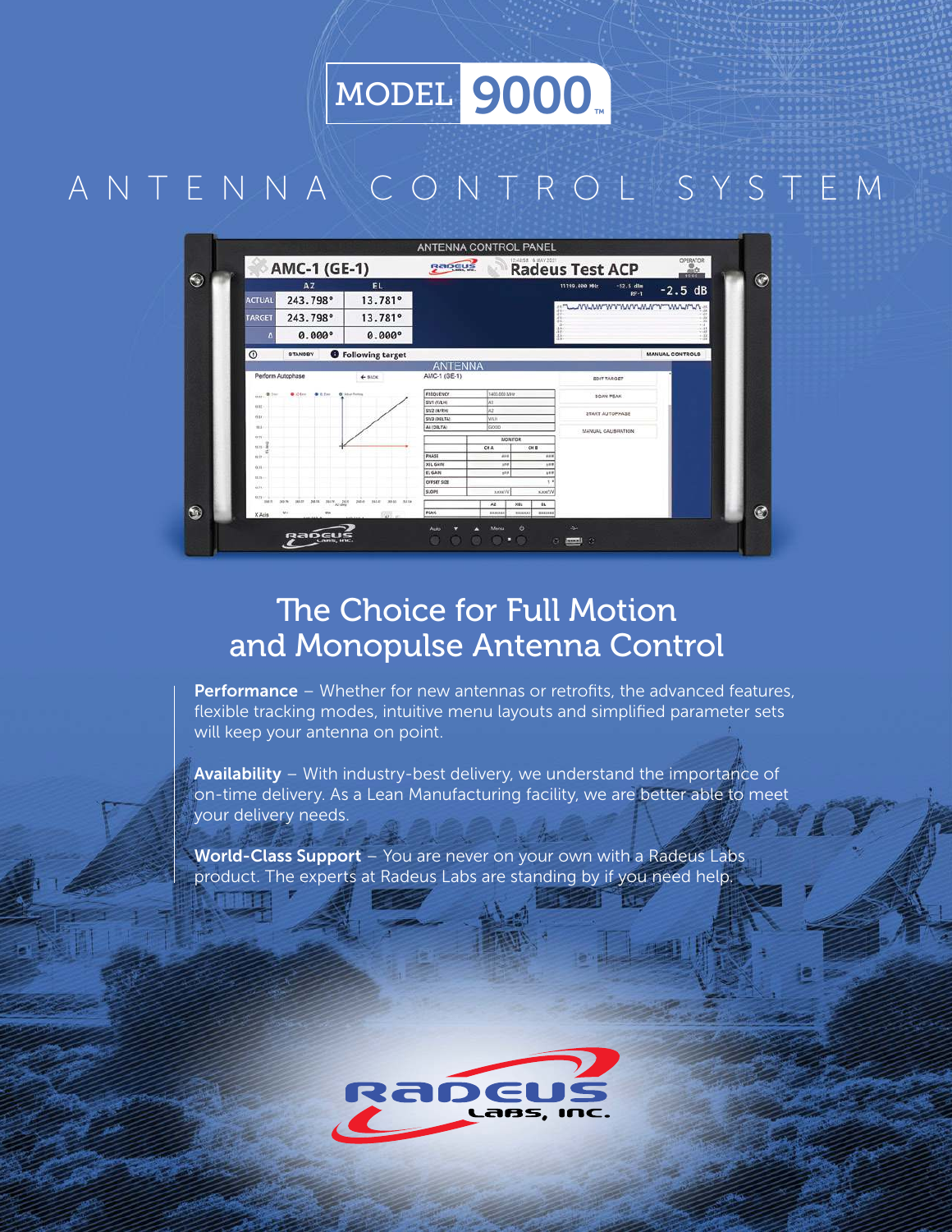# MODEL 9000™

## ANTENNA CONTROL SYSTEM

## The Choice for Full Motion and Monopulse Antenna Control

**Performance** – Whether for new antennas or retrofits, the advanced features, flexible tracking modes, intuitive menu layouts and simplified parameter sets will keep your antenna on point.

**Availability** – With industry-best delivery, we understand the importance of on-time delivery. As a Lean Manufacturing facility, we are better able to meet your delivery needs.

**World-Class Support** – You are never on your own with a Radeus Labs product. The experts at Radeus Labs are standing by if you need help.

RADEUS LABS, INC.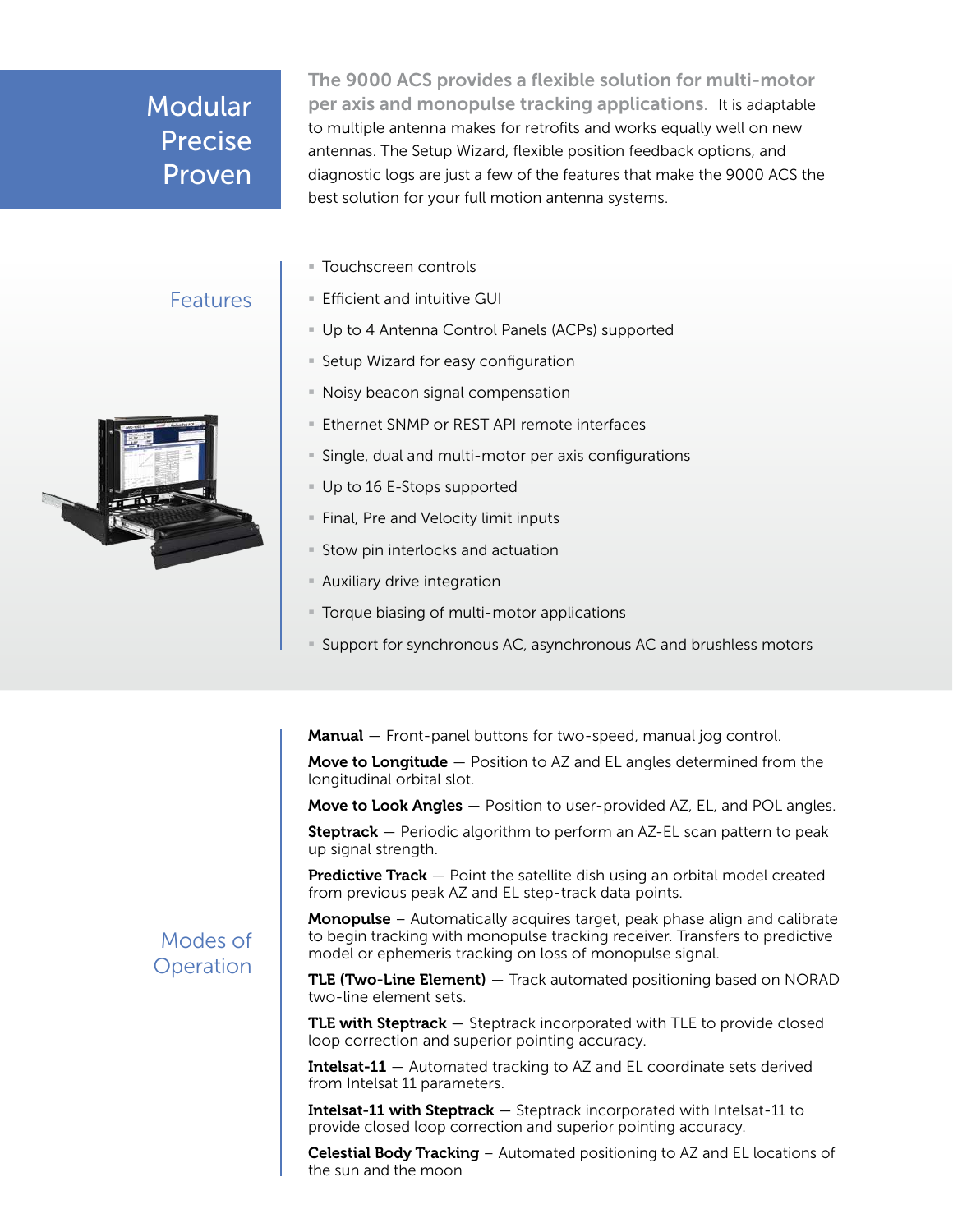# Modular Precise Proven

**The 9000 ACS provides a flexible solution for multi-motor per axis and monopulse tracking applications.** It is adaptable to multiple antenna makes for retrofits and works equally well on new antennas. The Setup Wizard, flexible position feedback options, and diagnostic logs are just a few of the features that make the 9000 ACS the best solution for your full motion antenna systems.

## Features

- Touchscreen controls
- Efficient and intuitive GUI
- Up to 4 Antenna Control Panels (ACPs) supported
- Setup Wizard for easy configuration
- Noisy beacon signal compensation
- Ethernet SNMP or REST API remote interfaces
- Single, dual and multi-motor per axis configurations
- Up to 16 E-Stops supported
- Final, Pre and Velocity limit inputs
- Stow pin interlocks and actuation
- Auxiliary drive integration
- Torque biasing of multi-motor applications
- Support for synchronous AC, asynchronous AC and brushless motors

## Modes of Operation

**Manual** — Front-panel buttons for two-speed, manual jog control.

**Move to Longitude** — Position to AZ and EL angles determined from the longitudinal orbital slot.

**Move to Look Angles** — Position to user-provided AZ, EL, and POL angles.

**Steptrack** — Periodic algorithm to perform an AZ-EL scan pattern to peak up signal strength.

**Predictive Track** — Point the satellite dish using an orbital model created from previous peak AZ and EL step-track data points.

**Monopulse** – Automatically acquires target, peak phase align and calibrate to begin tracking with monopulse tracking receiver. Transfers to predictive model or ephemeris tracking on loss of monopulse signal.

**TLE (Two-Line Element)** — Track automated positioning based on NORAD two-line element sets.

**TLE with Steptrack** — Steptrack incorporated with TLE to provide closed loop correction and superior pointing accuracy.

**Intelsat-11** — Automated tracking to AZ and EL coordinate sets derived from Intelsat 11 parameters.

**Intelsat-11 with Steptrack** — Steptrack incorporated with Intelsat-11 to provide closed loop correction and superior pointing accuracy.

**Celestial Body Tracking** – Automated positioning to AZ and EL locations of the sun and the moon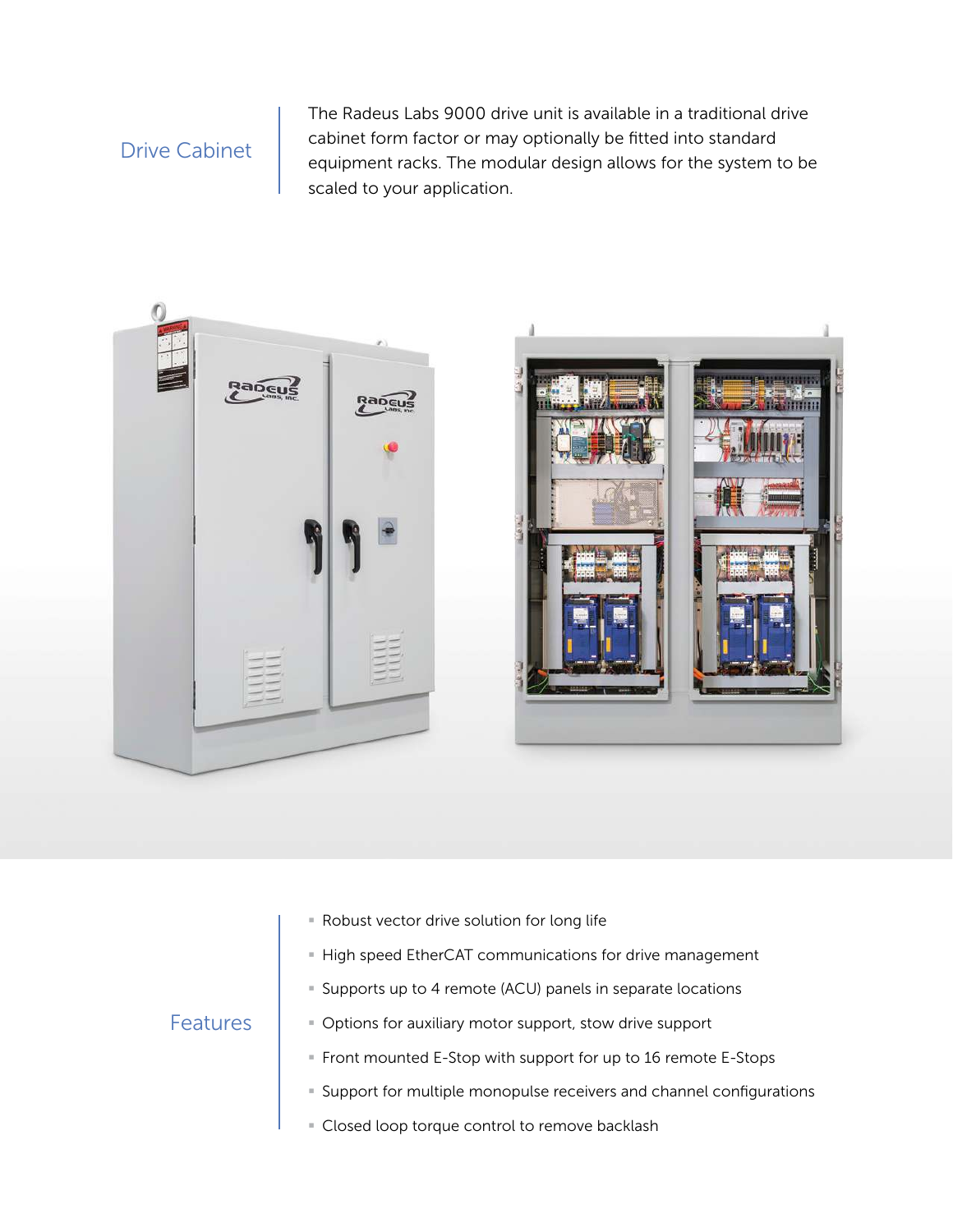## Drive Cabinet

The Radeus Labs 9000 drive unit is available in a traditional drive cabinet form factor or may optionally be fitted into standard equipment racks. The modular design allows for the system to be scaled to your application.

## Features

- Robust vector drive solution for long life
- High speed EtherCAT communications for drive management
- Supports up to 4 remote (ACU) panels in separate locations
- Options for auxiliary motor support, stow drive support
- Front mounted E-Stop with support for up to 16 remote E-Stops
- Support for multiple monopulse receivers and channel configurations
- Closed loop torque control to remove backlash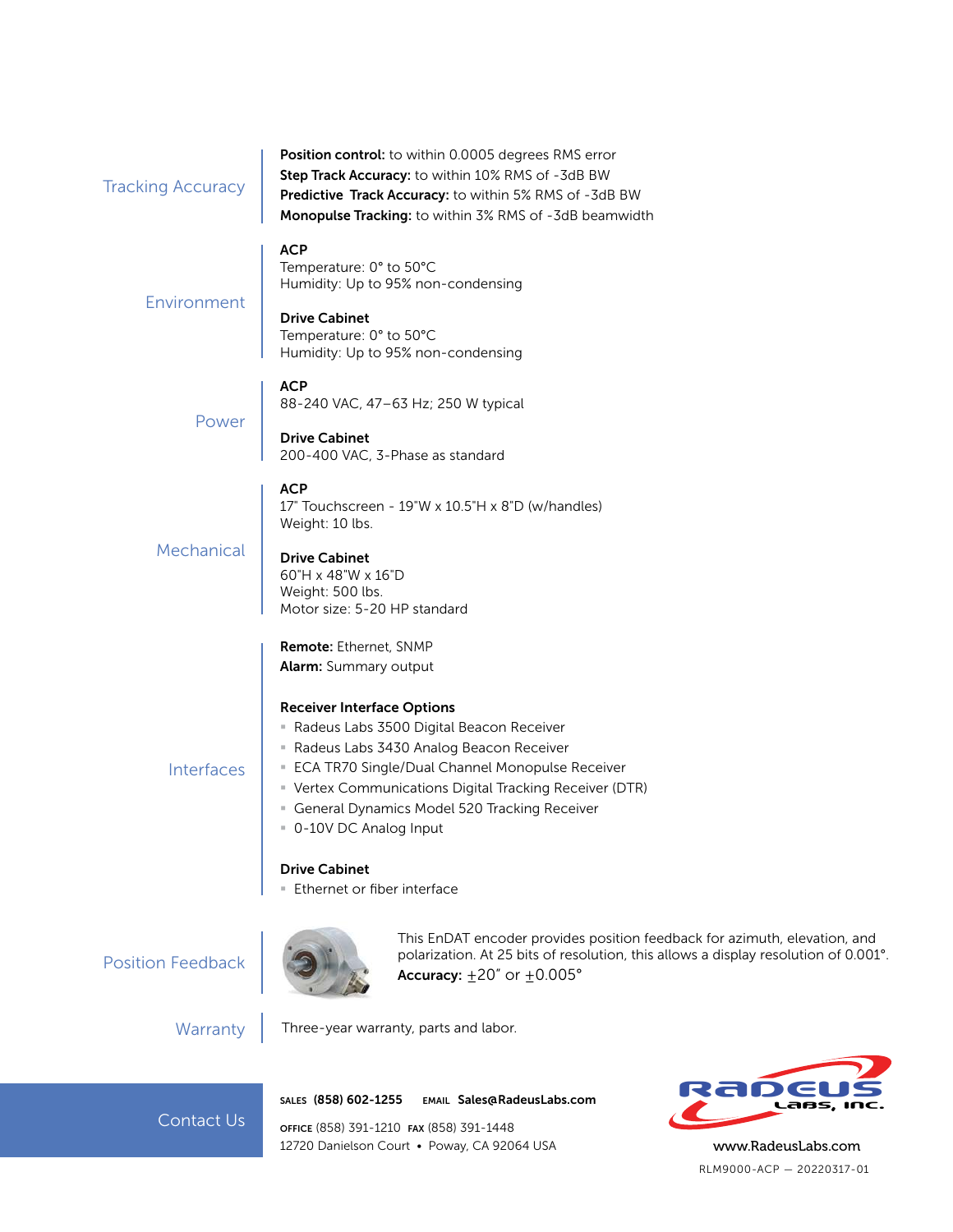## Tracking Accuracy

**Position control:** to within 0.0005 degrees RMS error
**Step Track Accuracy:** to within 10% RMS of -3dB BW
**Predictive Track Accuracy:** to within 5% RMS of -3dB BW
**Monopulse Tracking:** to within 3% RMS of -3dB beamwidth

## Environment

**ACP**
Temperature: 0° to 50°C
Humidity: Up to 95% non-condensing

**Drive Cabinet**
Temperature: 0° to 50°C
Humidity: Up to 95% non-condensing

## Power

**ACP**
88-240 VAC, 47–63 Hz; 250 W typical

**Drive Cabinet**
200-400 VAC, 3-Phase as standard

## Mechanical

**ACP**
17" Touchscreen - 19"W x 10.5"H x 8"D (w/handles)
Weight: 10 lbs.

**Drive Cabinet**
60"H x 48"W x 16"D
Weight: 500 lbs.
Motor size: 5-20 HP standard

## Interfaces

**Remote:** Ethernet, SNMP
**Alarm:** Summary output

**Receiver Interface Options**

- Radeus Labs 3500 Digital Beacon Receiver
- Radeus Labs 3430 Analog Beacon Receiver
- ECA TR70 Single/Dual Channel Monopulse Receiver
- Vertex Communications Digital Tracking Receiver (DTR)
- General Dynamics Model 520 Tracking Receiver
- 0-10V DC Analog Input

**Drive Cabinet**

- Ethernet or fiber interface

## Position Feedback

This EnDAT encoder provides position feedback for azimuth, elevation, and polarization. At 25 bits of resolution, this allows a display resolution of 0.001°.
**Accuracy:** ±20" or ±0.005°

## Warranty

Three-year warranty, parts and labor.

## Contact Us

SALES **(858) 602-1255** EMAIL **Sales@RadeusLabs.com**

OFFICE (858) 391-1210 FAX (858) 391-1448
12720 Danielson Court • Poway, CA 92064 USA

Radeus Labs, Inc.
www.RadeusLabs.com

RLM9000-ACP — 20220317-01